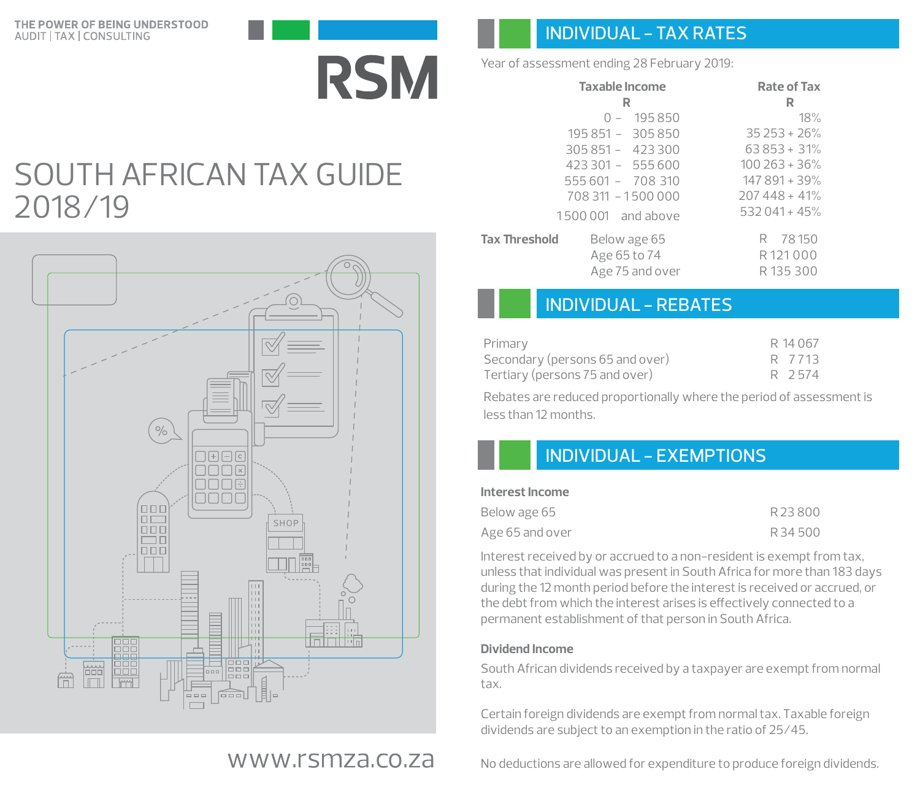THE POWER OF BEING UNDERSTOOD
AUDIT | TAX | CONSULTING

RSM

# SOUTH AFRICAN TAX GUIDE 2018/19

www.rsmza.co.za

## INDIVIDUAL – TAX RATES

Year of assessment ending 28 February 2019:

| Taxable Income R | Rate of Tax R |
|---|---|
| 0 – 195 850 | 18% |
| 195 851 – 305 850 | 35 253 + 26% |
| 305 851 – 423 300 | 63 853 + 31% |
| 423 301 – 555 600 | 100 263 + 36% |
| 555 601 – 708 310 | 147 891 + 39% |
| 708 311 – 1 500 000 | 207 448 + 41% |
| 1 500 001 and above | 532 041 + 45% |

| Tax Threshold | | |
|---|---|---|
| | Below age 65 | R 78 150 |
| | Age 65 to 74 | R 121 000 |
| | Age 75 and over | R 135 300 |

## INDIVIDUAL – REBATES

| | |
|---|---|
| Primary | R 14 067 |
| Secondary (persons 65 and over) | R 7 713 |
| Tertiary (persons 75 and over) | R 2 574 |

Rebates are reduced proportionally where the period of assessment is less than 12 months.

## INDIVIDUAL – EXEMPTIONS

### Interest Income

| | |
|---|---|
| Below age 65 | R 23 800 |
| Age 65 and over | R 34 500 |

Interest received by or accrued to a non-resident is exempt from tax, unless that individual was present in South Africa for more than 183 days during the 12 month period before the interest is received or accrued, or the debt from which the interest arises is effectively connected to a permanent establishment of that person in South Africa.

### Dividend Income

South African dividends received by a taxpayer are exempt from normal tax.

Certain foreign dividends are exempt from normal tax. Taxable foreign dividends are subject to an exemption in the ratio of 25/45.

No deductions are allowed for expenditure to produce foreign dividends.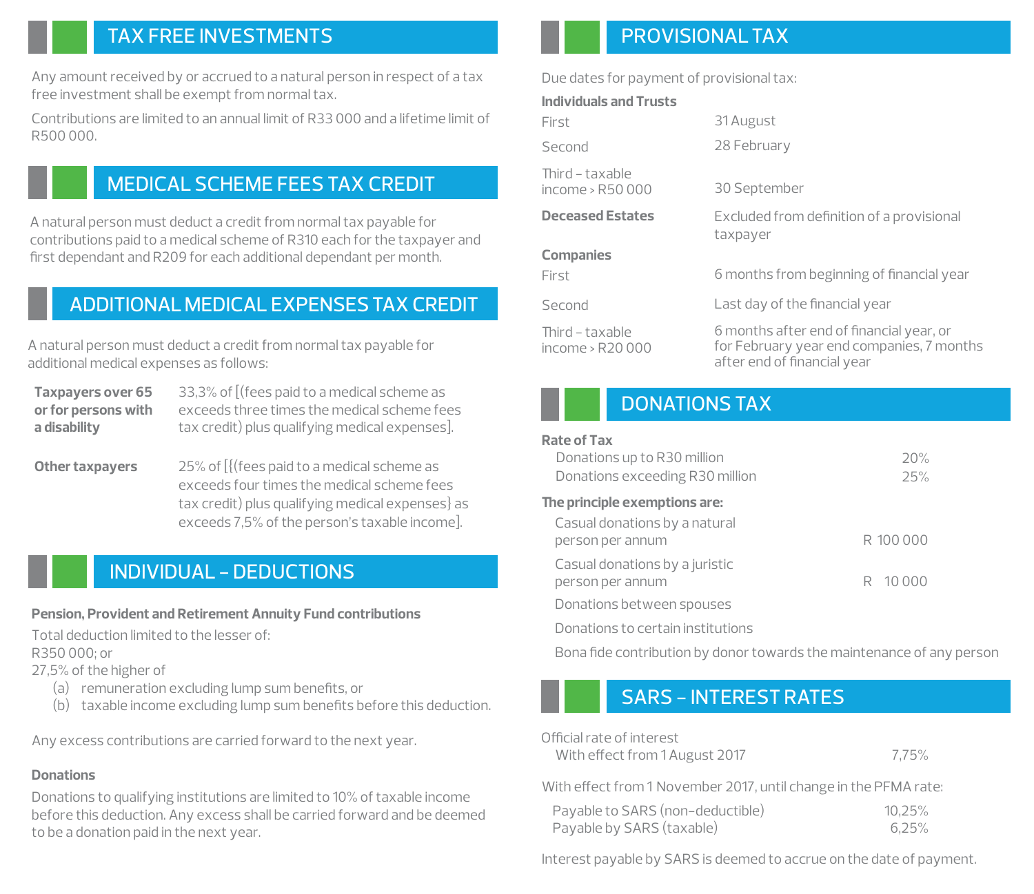## TAX FREE INVESTMENTS

Any amount received by or accrued to a natural person in respect of a tax free investment shall be exempt from normal tax.

Contributions are limited to an annual limit of R33 000 and a lifetime limit of R500 000.

## MEDICAL SCHEME FEES TAX CREDIT

A natural person must deduct a credit from normal tax payable for contributions paid to a medical scheme of R310 each for the taxpayer and first dependant and R209 for each additional dependant per month.

## ADDITIONAL MEDICAL EXPENSES TAX CREDIT

A natural person must deduct a credit from normal tax payable for additional medical expenses as follows:

| | |
|---|---|
| **Taxpayers over 65 or for persons with a disability** | 33,3% of [(fees paid to a medical scheme as exceeds three times the medical scheme fees tax credit) plus qualifying medical expenses]. |
| **Other taxpayers** | 25% of [{(fees paid to a medical scheme as exceeds four times the medical scheme fees tax credit) plus qualifying medical expenses} as exceeds 7,5% of the person's taxable income]. |

## INDIVIDUAL – DEDUCTIONS

**Pension, Provident and Retirement Annuity Fund contributions**

Total deduction limited to the lesser of:
R350 000; or
27,5% of the higher of

(a) remuneration excluding lump sum benefits, or
(b) taxable income excluding lump sum benefits before this deduction.

Any excess contributions are carried forward to the next year.

**Donations**

Donations to qualifying institutions are limited to 10% of taxable income before this deduction. Any excess shall be carried forward and be deemed to be a donation paid in the next year.

## PROVISIONAL TAX

Due dates for payment of provisional tax:

| | |
|---|---|
| **Individuals and Trusts** | |
| First | 31 August |
| Second | 28 February |
| Third – taxable income > R50 000 | 30 September |
| **Deceased Estates** | Excluded from definition of a provisional taxpayer |
| **Companies** | |
| First | 6 months from beginning of financial year |
| Second | Last day of the financial year |
| Third – taxable income > R20 000 | 6 months after end of financial year, or for February year end companies, 7 months after end of financial year |

## DONATIONS TAX

**Rate of Tax**

| | |
|---|---|
| Donations up to R30 million | 20% |
| Donations exceeding R30 million | 25% |

**The principle exemptions are:**

| | |
|---|---|
| Casual donations by a natural person per annum | R 100 000 |
| Casual donations by a juristic person per annum | R 10 000 |
| Donations between spouses | |
| Donations to certain institutions | |
| Bona fide contribution by donor towards the maintenance of any person | |

## SARS – INTEREST RATES

Official rate of interest

| | |
|---|---|
| With effect from 1 August 2017 | 7,75% |

With effect from 1 November 2017, until change in the PFMA rate:

| | |
|---|---|
| Payable to SARS (non-deductible) | 10,25% |
| Payable by SARS (taxable) | 6,25% |

Interest payable by SARS is deemed to accrue on the date of payment.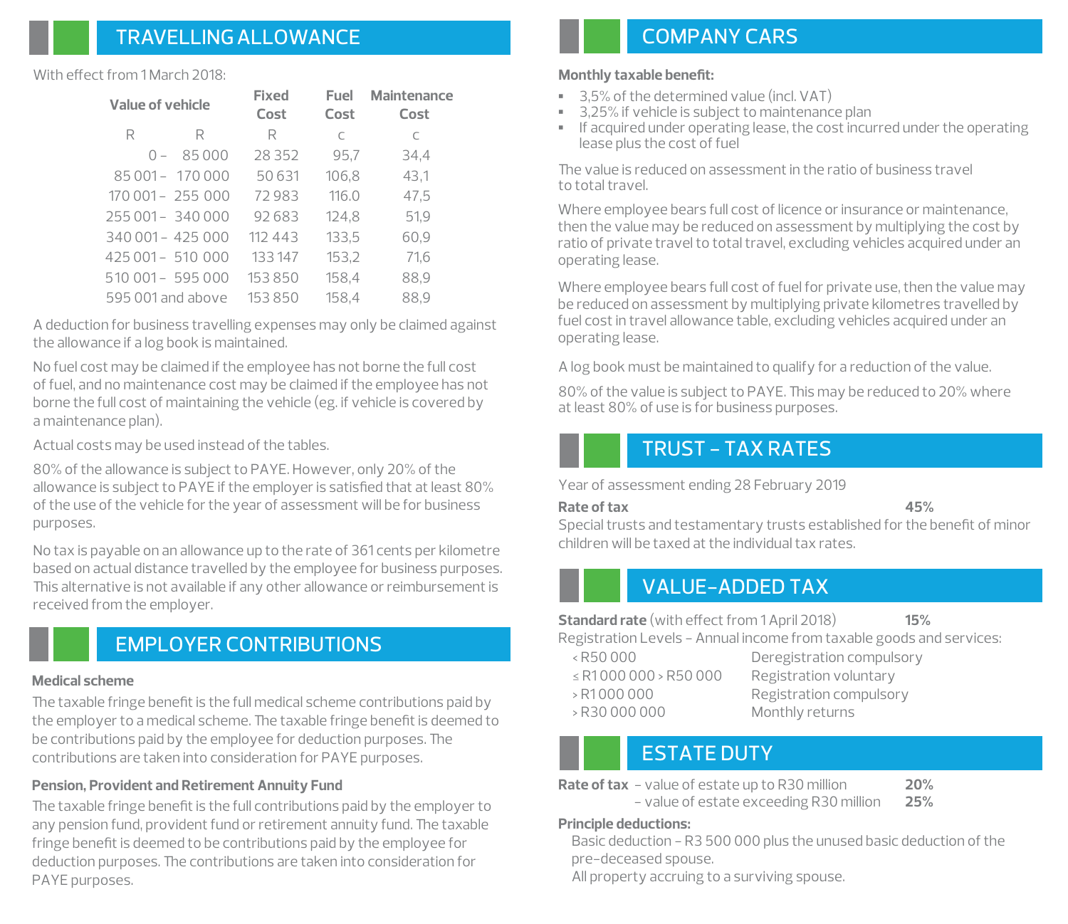## TRAVELLING ALLOWANCE

With effect from 1 March 2018:

| Value of vehicle | | Fixed Cost | Fuel Cost | Maintenance Cost |
|---|---|---|---|---|
| R | R | R | c | c |
| 0 – | 85 000 | 28 352 | 95,7 | 34,4 |
| 85 001 – | 170 000 | 50 631 | 106,8 | 43,1 |
| 170 001 – | 255 000 | 72 983 | 116.0 | 47,5 |
| 255 001 – | 340 000 | 92 683 | 124,8 | 51,9 |
| 340 001 – | 425 000 | 112 443 | 133,5 | 60,9 |
| 425 001 – | 510 000 | 133 147 | 153,2 | 71,6 |
| 510 001 – | 595 000 | 153 850 | 158,4 | 88,9 |
| 595 001 and above | | 153 850 | 158,4 | 88,9 |

A deduction for business travelling expenses may only be claimed against the allowance if a log book is maintained.

No fuel cost may be claimed if the employee has not borne the full cost of fuel, and no maintenance cost may be claimed if the employee has not borne the full cost of maintaining the vehicle (eg. if vehicle is covered by a maintenance plan).

Actual costs may be used instead of the tables.

80% of the allowance is subject to PAYE. However, only 20% of the allowance is subject to PAYE if the employer is satisfied that at least 80% of the use of the vehicle for the year of assessment will be for business purposes.

No tax is payable on an allowance up to the rate of 361 cents per kilometre based on actual distance travelled by the employee for business purposes. This alternative is not available if any other allowance or reimbursement is received from the employer.

## EMPLOYER CONTRIBUTIONS

**Medical scheme**

The taxable fringe benefit is the full medical scheme contributions paid by the employer to a medical scheme. The taxable fringe benefit is deemed to be contributions paid by the employee for deduction purposes. The contributions are taken into consideration for PAYE purposes.

**Pension, Provident and Retirement Annuity Fund**

The taxable fringe benefit is the full contributions paid by the employer to any pension fund, provident fund or retirement annuity fund. The taxable fringe benefit is deemed to be contributions paid by the employee for deduction purposes. The contributions are taken into consideration for PAYE purposes.

## COMPANY CARS

**Monthly taxable benefit:**

- 3,5% of the determined value (incl. VAT)
- 3,25% if vehicle is subject to maintenance plan
- If acquired under operating lease, the cost incurred under the operating lease plus the cost of fuel

The value is reduced on assessment in the ratio of business travel to total travel.

Where employee bears full cost of licence or insurance or maintenance, then the value may be reduced on assessment by multiplying the cost by ratio of private travel to total travel, excluding vehicles acquired under an operating lease.

Where employee bears full cost of fuel for private use, then the value may be reduced on assessment by multiplying private kilometres travelled by fuel cost in travel allowance table, excluding vehicles acquired under an operating lease.

A log book must be maintained to qualify for a reduction of the value.

80% of the value is subject to PAYE. This may be reduced to 20% where at least 80% of use is for business purposes.

## TRUST – TAX RATES

Year of assessment ending 28 February 2019

**Rate of tax** **45%**

Special trusts and testamentary trusts established for the benefit of minor children will be taxed at the individual tax rates.

## VALUE-ADDED TAX

**Standard rate** (with effect from 1 April 2018) **15%**

Registration Levels – Annual income from taxable goods and services:

| | |
|---|---|
| < R50 000 | Deregistration compulsory |
| ≤ R1 000 000 > R50 000 | Registration voluntary |
| > R1 000 000 | Registration compulsory |
| > R30 000 000 | Monthly returns |

## ESTATE DUTY

**Rate of tax** – value of estate up to R30 million **20%**
– value of estate exceeding R30 million **25%**

**Principle deductions:**

Basic deduction – R3 500 000 plus the unused basic deduction of the pre-deceased spouse.

All property accruing to a surviving spouse.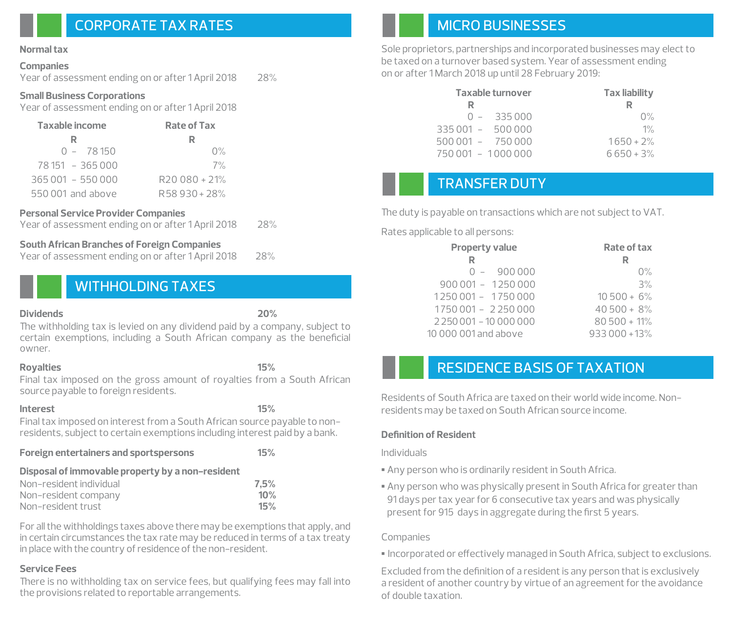## CORPORATE TAX RATES

**Normal tax**

**Companies**

Year of assessment ending on or after 1 April 2018 — 28%

**Small Business Corporations**

Year of assessment ending on or after 1 April 2018

| Taxable income R | Rate of Tax R |
|---|---|
| 0 – 78 150 | 0% |
| 78 151 – 365 000 | 7% |
| 365 001 – 550 000 | R20 080 + 21% |
| 550 001 and above | R58 930 + 28% |

**Personal Service Provider Companies**

Year of assessment ending on or after 1 April 2018 — 28%

**South African Branches of Foreign Companies**

Year of assessment ending on or after 1 April 2018 — 28%

## WITHHOLDING TAXES

**Dividends** — **20%**

The withholding tax is levied on any dividend paid by a company, subject to certain exemptions, including a South African company as the beneficial owner.

**Royalties** — **15%**

Final tax imposed on the gross amount of royalties from a South African source payable to foreign residents.

**Interest** — **15%**

Final tax imposed on interest from a South African source payable to non-residents, subject to certain exemptions including interest paid by a bank.

**Foreign entertainers and sportspersons** — **15%**

**Disposal of immovable property by a non-resident**

| | |
|---|---|
| Non-resident individual | **7,5%** |
| Non-resident company | **10%** |
| Non-resident trust | **15%** |

For all the withholdings taxes above there may be exemptions that apply, and in certain circumstances the tax rate may be reduced in terms of a tax treaty in place with the country of residence of the non-resident.

**Service Fees**

There is no withholding tax on service fees, but qualifying fees may fall into the provisions related to reportable arrangements.

## MICRO BUSINESSES

Sole proprietors, partnerships and incorporated businesses may elect to be taxed on a turnover based system. Year of assessment ending on or after 1 March 2018 up until 28 February 2019:

| Taxable turnover R | Tax liability R |
|---|---|
| 0 – 335 000 | 0% |
| 335 001 – 500 000 | 1% |
| 500 001 – 750 000 | 1 650 + 2% |
| 750 001 – 1 000 000 | 6 650 + 3% |

## TRANSFER DUTY

The duty is payable on transactions which are not subject to VAT.

Rates applicable to all persons:

| Property value R | Rate of tax R |
|---|---|
| 0 – 900 000 | 0% |
| 900 001 – 1 250 000 | 3% |
| 1 250 001 – 1 750 000 | 10 500 + 6% |
| 1 750 001 – 2 250 000 | 40 500 + 8% |
| 2 250 001 – 10 000 000 | 80 500 + 11% |
| 10 000 001 and above | 933 000 + 13% |

## RESIDENCE BASIS OF TAXATION

Residents of South Africa are taxed on their world wide income. Non-residents may be taxed on South African source income.

**Definition of Resident**

Individuals

- Any person who is ordinarily resident in South Africa.
- Any person who was physically present in South Africa for greater than 91 days per tax year for 6 consecutive tax years and was physically present for 915 days in aggregate during the first 5 years.

Companies

- Incorporated or effectively managed in South Africa, subject to exclusions.

Excluded from the definition of a resident is any person that is exclusively a resident of another country by virtue of an agreement for the avoidance of double taxation.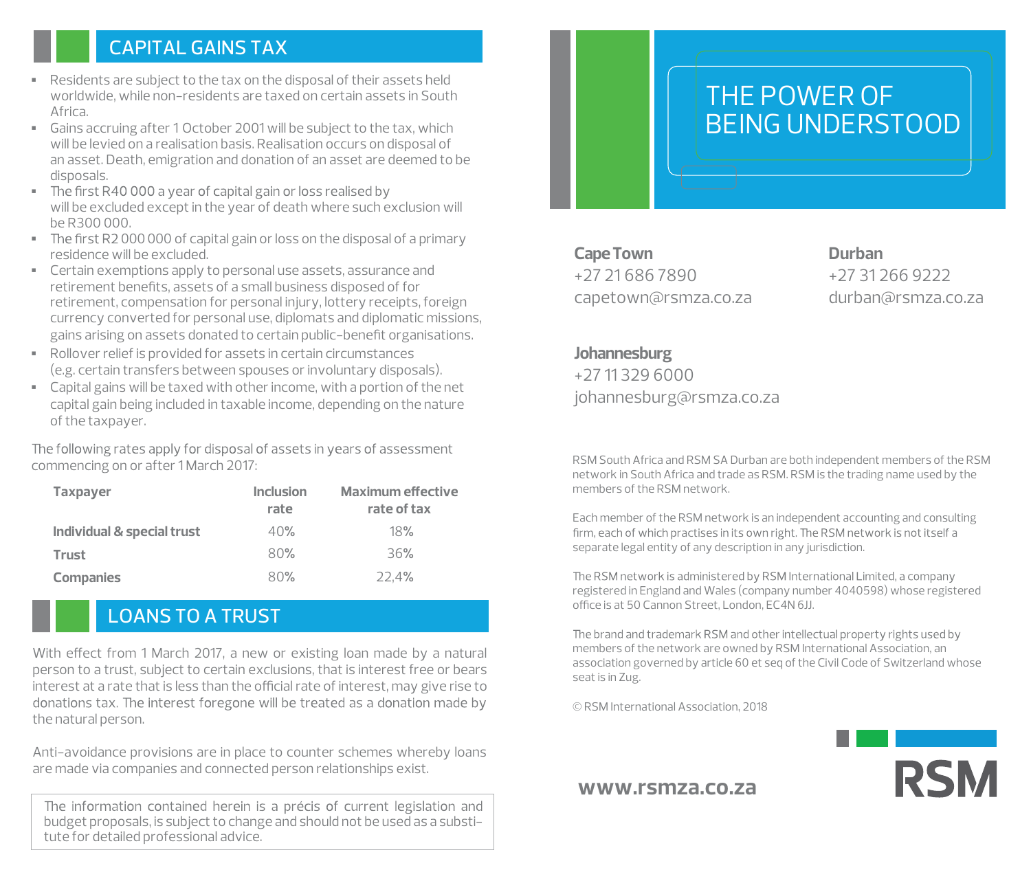## CAPITAL GAINS TAX

- Residents are subject to the tax on the disposal of their assets held worldwide, while non-residents are taxed on certain assets in South Africa.
- Gains accruing after 1 October 2001 will be subject to the tax, which will be levied on a realisation basis. Realisation occurs on disposal of an asset. Death, emigration and donation of an asset are deemed to be disposals.
- The first R40 000 a year of capital gain or loss realised by will be excluded except in the year of death where such exclusion will be R300 000.
- The first R2 000 000 of capital gain or loss on the disposal of a primary residence will be excluded.
- Certain exemptions apply to personal use assets, assurance and retirement benefits, assets of a small business disposed of for retirement, compensation for personal injury, lottery receipts, foreign currency converted for personal use, diplomats and diplomatic missions, gains arising on assets donated to certain public-benefit organisations.
- Rollover relief is provided for assets in certain circumstances (e.g. certain transfers between spouses or involuntary disposals).
- Capital gains will be taxed with other income, with a portion of the net capital gain being included in taxable income, depending on the nature of the taxpayer.

The following rates apply for disposal of assets in years of assessment commencing on or after 1 March 2017:

| Taxpayer | Inclusion rate | Maximum effective rate of tax |
|---|---|---|
| **Individual & special trust** | 40% | 18% |
| **Trust** | 80% | 36% |
| **Companies** | 80% | 22,4% |

## LOANS TO A TRUST

With effect from 1 March 2017, a new or existing loan made by a natural person to a trust, subject to certain exclusions, that is interest free or bears interest at a rate that is less than the official rate of interest, may give rise to donations tax. The interest foregone will be treated as a donation made by the natural person.

Anti-avoidance provisions are in place to counter schemes whereby loans are made via companies and connected person relationships exist.

The information contained herein is a précis of current legislation and budget proposals, is subject to change and should not be used as a substitute for detailed professional advice.

# THE POWER OF BEING UNDERSTOOD

**Cape Town**
+27 21 686 7890
capetown@rsmza.co.za

**Durban**
+27 31 266 9222
durban@rsmza.co.za

**Johannesburg**
+27 11 329 6000
johannesburg@rsmza.co.za

RSM South Africa and RSM SA Durban are both independent members of the RSM network in South Africa and trade as RSM. RSM is the trading name used by the members of the RSM network.

Each member of the RSM network is an independent accounting and consulting firm, each of which practises in its own right. The RSM network is not itself a separate legal entity of any description in any jurisdiction.

The RSM network is administered by RSM International Limited, a company registered in England and Wales (company number 4040598) whose registered office is at 50 Cannon Street, London, EC4N 6JJ.

The brand and trademark RSM and other intellectual property rights used by members of the network are owned by RSM International Association, an association governed by article 60 et seq of the Civil Code of Switzerland whose seat is in Zug.

© RSM International Association, 2018

**www.rsmza.co.za**

RSM